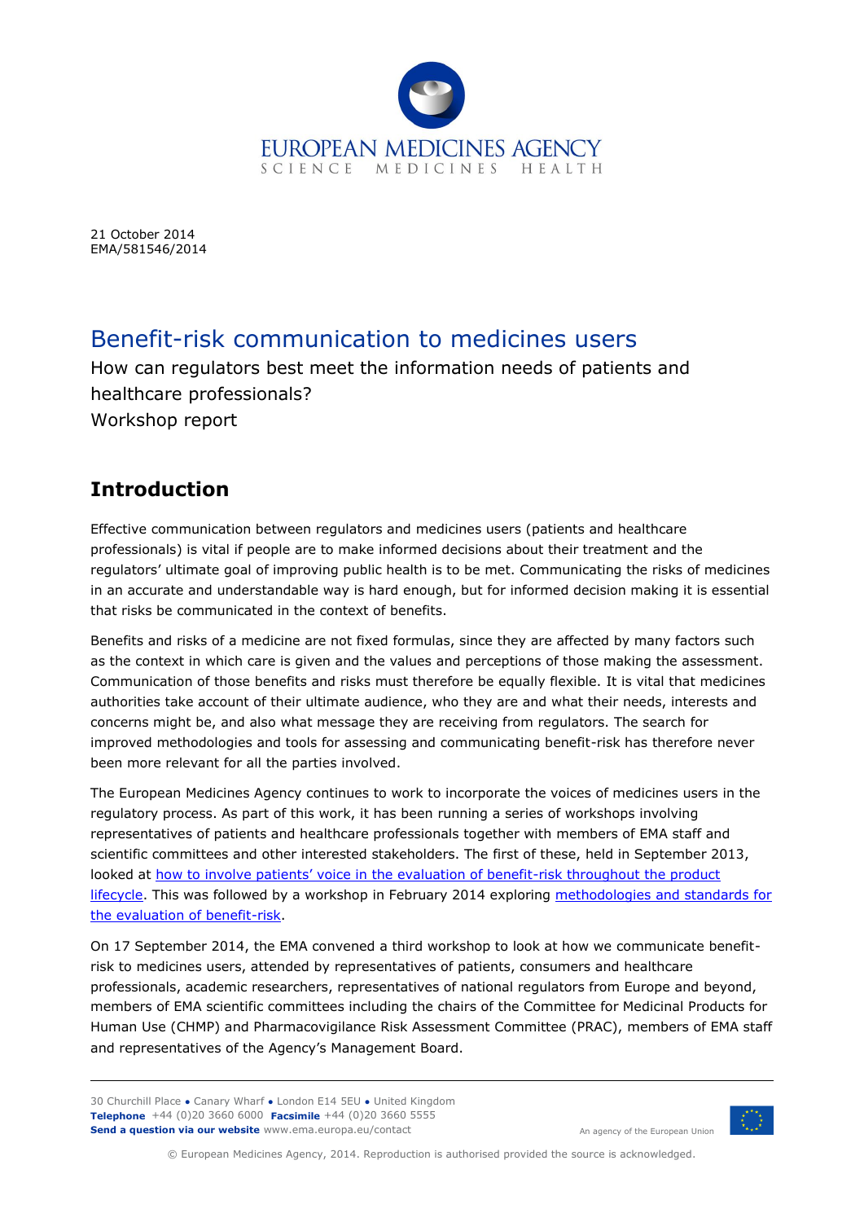EUROPEAN MEDICINES AGENCY
SCIENCE MEDICINES HEALTH

21 October 2014
EMA/581546/2014

# Benefit-risk communication to medicines users

How can regulators best meet the information needs of patients and healthcare professionals?
Workshop report

## Introduction

Effective communication between regulators and medicines users (patients and healthcare professionals) is vital if people are to make informed decisions about their treatment and the regulators' ultimate goal of improving public health is to be met. Communicating the risks of medicines in an accurate and understandable way is hard enough, but for informed decision making it is essential that risks be communicated in the context of benefits.

Benefits and risks of a medicine are not fixed formulas, since they are affected by many factors such as the context in which care is given and the values and perceptions of those making the assessment. Communication of those benefits and risks must therefore be equally flexible. It is vital that medicines authorities take account of their ultimate audience, who they are and what their needs, interests and concerns might be, and also what message they are receiving from regulators. The search for improved methodologies and tools for assessing and communicating benefit-risk has therefore never been more relevant for all the parties involved.

The European Medicines Agency continues to work to incorporate the voices of medicines users in the regulatory process. As part of this work, it has been running a series of workshops involving representatives of patients and healthcare professionals together with members of EMA staff and scientific committees and other interested stakeholders. The first of these, held in September 2013, looked at how to involve patients' voice in the evaluation of benefit-risk throughout the product lifecycle. This was followed by a workshop in February 2014 exploring methodologies and standards for the evaluation of benefit-risk.

On 17 September 2014, the EMA convened a third workshop to look at how we communicate benefit-risk to medicines users, attended by representatives of patients, consumers and healthcare professionals, academic researchers, representatives of national regulators from Europe and beyond, members of EMA scientific committees including the chairs of the Committee for Medicinal Products for Human Use (CHMP) and Pharmacovigilance Risk Assessment Committee (PRAC), members of EMA staff and representatives of the Agency's Management Board.

30 Churchill Place ● Canary Wharf ● London E14 5EU ● United Kingdom
**Telephone** +44 (0)20 3660 6000 **Facsimile** +44 (0)20 3660 5555
**Send a question via our website** www.ema.europa.eu/contact

An agency of the European Union

© European Medicines Agency, 2014. Reproduction is authorised provided the source is acknowledged.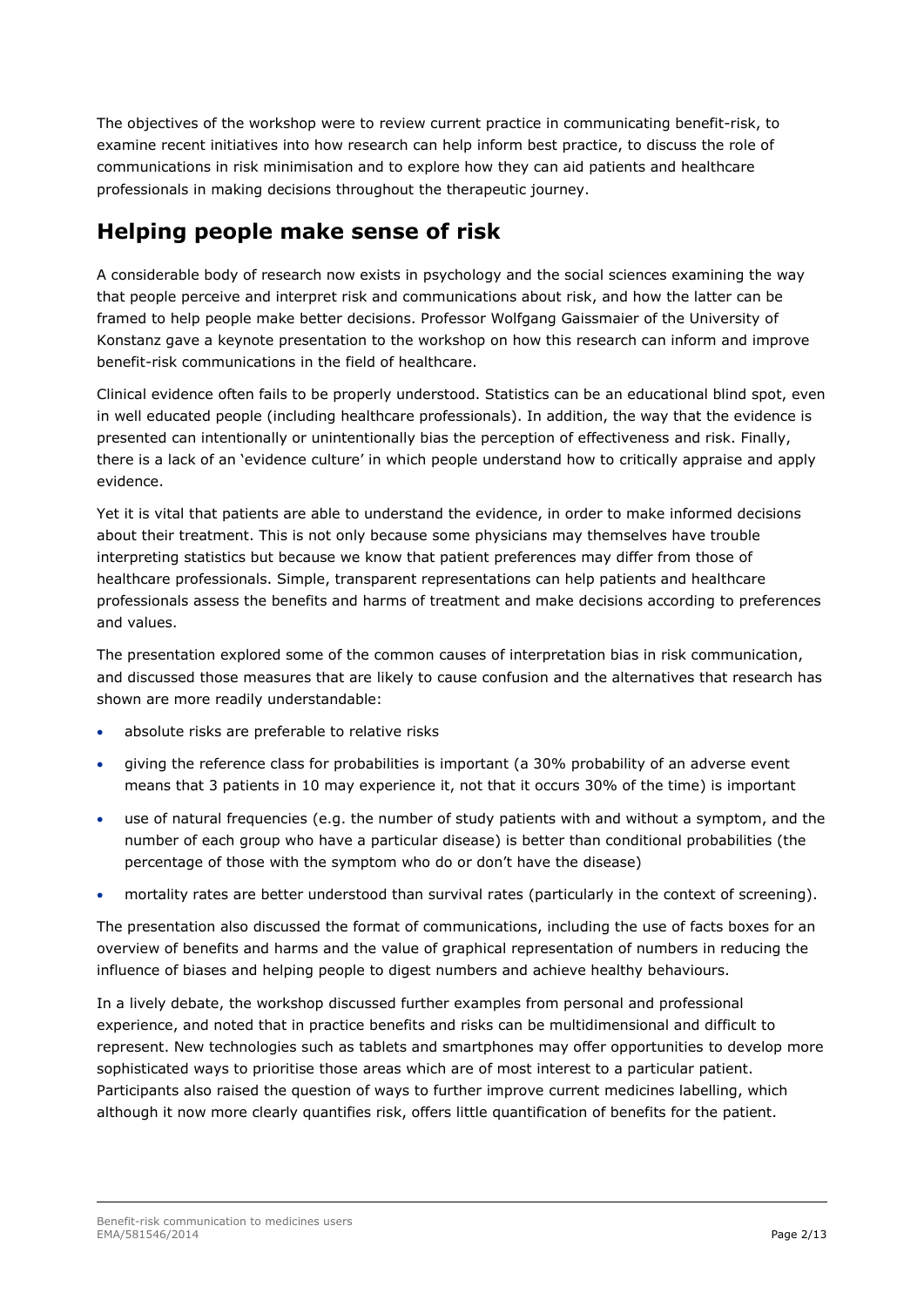The objectives of the workshop were to review current practice in communicating benefit-risk, to examine recent initiatives into how research can help inform best practice, to discuss the role of communications in risk minimisation and to explore how they can aid patients and healthcare professionals in making decisions throughout the therapeutic journey.

## Helping people make sense of risk

A considerable body of research now exists in psychology and the social sciences examining the way that people perceive and interpret risk and communications about risk, and how the latter can be framed to help people make better decisions. Professor Wolfgang Gaissmaier of the University of Konstanz gave a keynote presentation to the workshop on how this research can inform and improve benefit-risk communications in the field of healthcare.

Clinical evidence often fails to be properly understood. Statistics can be an educational blind spot, even in well educated people (including healthcare professionals). In addition, the way that the evidence is presented can intentionally or unintentionally bias the perception of effectiveness and risk. Finally, there is a lack of an 'evidence culture' in which people understand how to critically appraise and apply evidence.

Yet it is vital that patients are able to understand the evidence, in order to make informed decisions about their treatment. This is not only because some physicians may themselves have trouble interpreting statistics but because we know that patient preferences may differ from those of healthcare professionals. Simple, transparent representations can help patients and healthcare professionals assess the benefits and harms of treatment and make decisions according to preferences and values.

The presentation explored some of the common causes of interpretation bias in risk communication, and discussed those measures that are likely to cause confusion and the alternatives that research has shown are more readily understandable:

- absolute risks are preferable to relative risks
- giving the reference class for probabilities is important (a 30% probability of an adverse event means that 3 patients in 10 may experience it, not that it occurs 30% of the time) is important
- use of natural frequencies (e.g. the number of study patients with and without a symptom, and the number of each group who have a particular disease) is better than conditional probabilities (the percentage of those with the symptom who do or don't have the disease)
- mortality rates are better understood than survival rates (particularly in the context of screening).

The presentation also discussed the format of communications, including the use of facts boxes for an overview of benefits and harms and the value of graphical representation of numbers in reducing the influence of biases and helping people to digest numbers and achieve healthy behaviours.

In a lively debate, the workshop discussed further examples from personal and professional experience, and noted that in practice benefits and risks can be multidimensional and difficult to represent. New technologies such as tablets and smartphones may offer opportunities to develop more sophisticated ways to prioritise those areas which are of most interest to a particular patient. Participants also raised the question of ways to further improve current medicines labelling, which although it now more clearly quantifies risk, offers little quantification of benefits for the patient.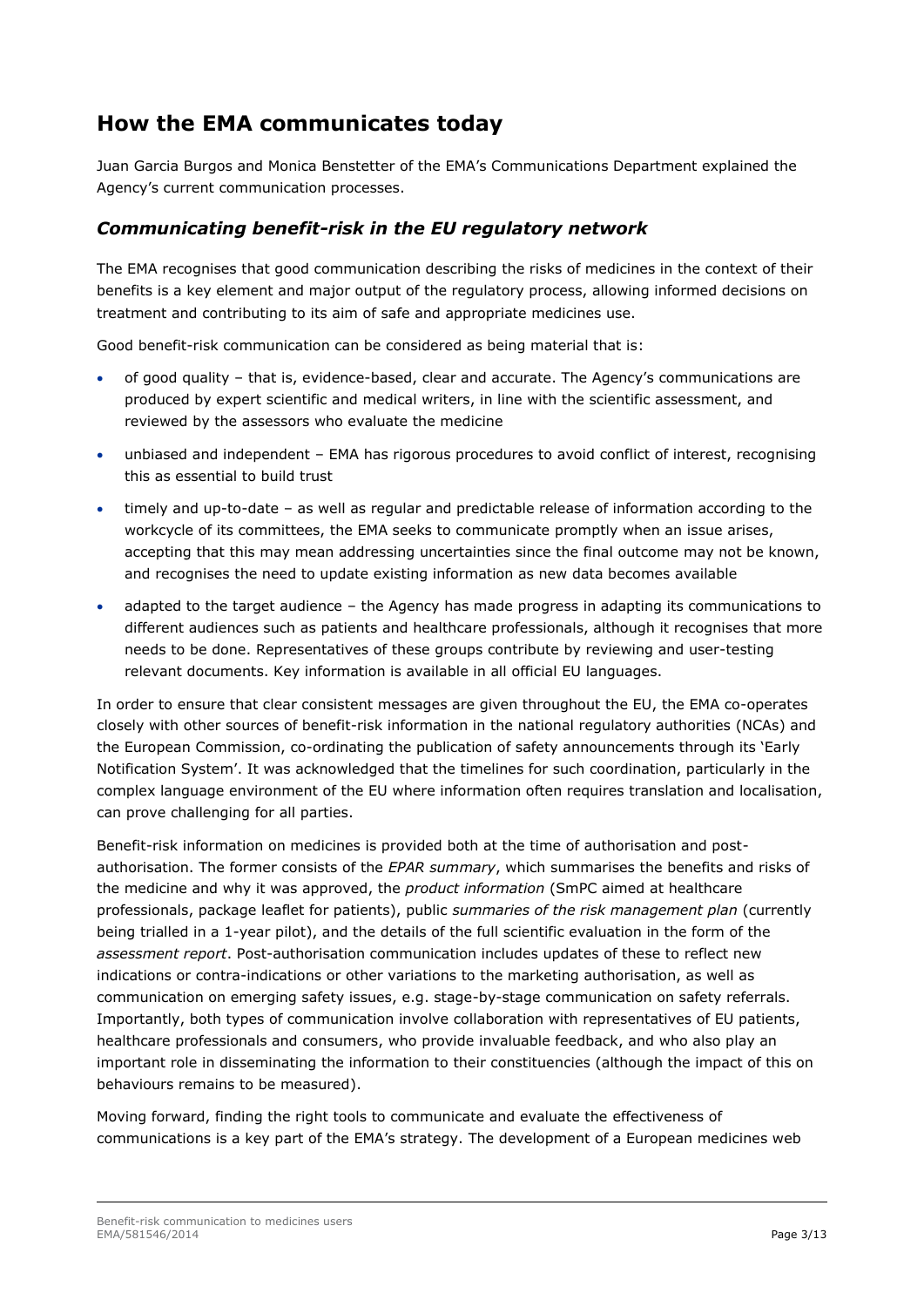## How the EMA communicates today

Juan Garcia Burgos and Monica Benstetter of the EMA's Communications Department explained the Agency's current communication processes.

### *Communicating benefit-risk in the EU regulatory network*

The EMA recognises that good communication describing the risks of medicines in the context of their benefits is a key element and major output of the regulatory process, allowing informed decisions on treatment and contributing to its aim of safe and appropriate medicines use.

Good benefit-risk communication can be considered as being material that is:

- of good quality – that is, evidence-based, clear and accurate. The Agency's communications are produced by expert scientific and medical writers, in line with the scientific assessment, and reviewed by the assessors who evaluate the medicine
- unbiased and independent – EMA has rigorous procedures to avoid conflict of interest, recognising this as essential to build trust
- timely and up-to-date – as well as regular and predictable release of information according to the workcycle of its committees, the EMA seeks to communicate promptly when an issue arises, accepting that this may mean addressing uncertainties since the final outcome may not be known, and recognises the need to update existing information as new data becomes available
- adapted to the target audience – the Agency has made progress in adapting its communications to different audiences such as patients and healthcare professionals, although it recognises that more needs to be done. Representatives of these groups contribute by reviewing and user-testing relevant documents. Key information is available in all official EU languages.

In order to ensure that clear consistent messages are given throughout the EU, the EMA co-operates closely with other sources of benefit-risk information in the national regulatory authorities (NCAs) and the European Commission, co-ordinating the publication of safety announcements through its 'Early Notification System'. It was acknowledged that the timelines for such coordination, particularly in the complex language environment of the EU where information often requires translation and localisation, can prove challenging for all parties.

Benefit-risk information on medicines is provided both at the time of authorisation and post-authorisation. The former consists of the *EPAR summary*, which summarises the benefits and risks of the medicine and why it was approved, the *product information* (SmPC aimed at healthcare professionals, package leaflet for patients), public *summaries of the risk management plan* (currently being trialled in a 1-year pilot), and the details of the full scientific evaluation in the form of the *assessment report*. Post-authorisation communication includes updates of these to reflect new indications or contra-indications or other variations to the marketing authorisation, as well as communication on emerging safety issues, e.g. stage-by-stage communication on safety referrals. Importantly, both types of communication involve collaboration with representatives of EU patients, healthcare professionals and consumers, who provide invaluable feedback, and who also play an important role in disseminating the information to their constituencies (although the impact of this on behaviours remains to be measured).

Moving forward, finding the right tools to communicate and evaluate the effectiveness of communications is a key part of the EMA's strategy. The development of a European medicines web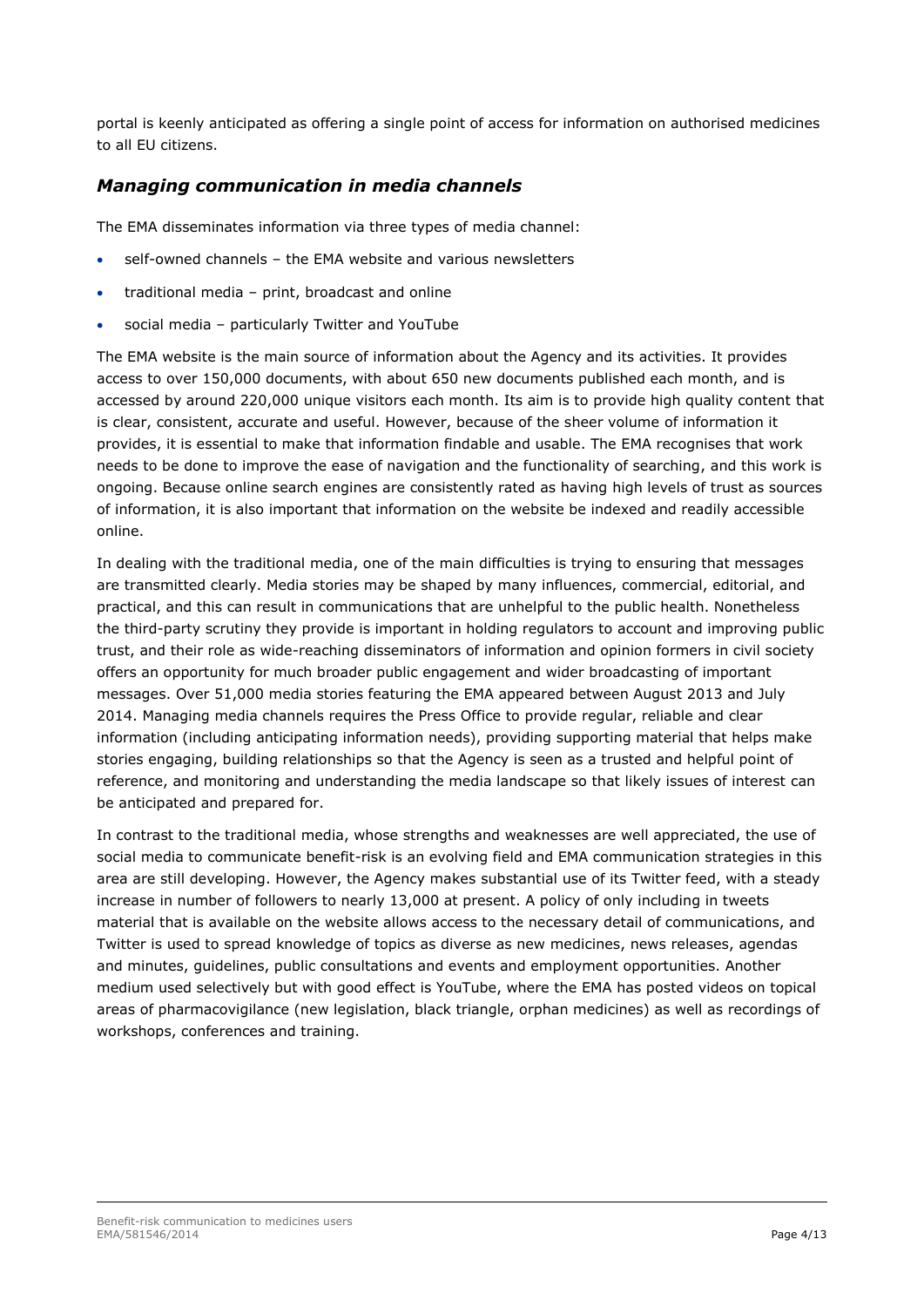portal is keenly anticipated as offering a single point of access for information on authorised medicines to all EU citizens.

### *Managing communication in media channels*

The EMA disseminates information via three types of media channel:

- self-owned channels – the EMA website and various newsletters
- traditional media – print, broadcast and online
- social media – particularly Twitter and YouTube

The EMA website is the main source of information about the Agency and its activities. It provides access to over 150,000 documents, with about 650 new documents published each month, and is accessed by around 220,000 unique visitors each month. Its aim is to provide high quality content that is clear, consistent, accurate and useful. However, because of the sheer volume of information it provides, it is essential to make that information findable and usable. The EMA recognises that work needs to be done to improve the ease of navigation and the functionality of searching, and this work is ongoing. Because online search engines are consistently rated as having high levels of trust as sources of information, it is also important that information on the website be indexed and readily accessible online.

In dealing with the traditional media, one of the main difficulties is trying to ensuring that messages are transmitted clearly. Media stories may be shaped by many influences, commercial, editorial, and practical, and this can result in communications that are unhelpful to the public health. Nonetheless the third-party scrutiny they provide is important in holding regulators to account and improving public trust, and their role as wide-reaching disseminators of information and opinion formers in civil society offers an opportunity for much broader public engagement and wider broadcasting of important messages. Over 51,000 media stories featuring the EMA appeared between August 2013 and July 2014. Managing media channels requires the Press Office to provide regular, reliable and clear information (including anticipating information needs), providing supporting material that helps make stories engaging, building relationships so that the Agency is seen as a trusted and helpful point of reference, and monitoring and understanding the media landscape so that likely issues of interest can be anticipated and prepared for.

In contrast to the traditional media, whose strengths and weaknesses are well appreciated, the use of social media to communicate benefit-risk is an evolving field and EMA communication strategies in this area are still developing. However, the Agency makes substantial use of its Twitter feed, with a steady increase in number of followers to nearly 13,000 at present. A policy of only including in tweets material that is available on the website allows access to the necessary detail of communications, and Twitter is used to spread knowledge of topics as diverse as new medicines, news releases, agendas and minutes, guidelines, public consultations and events and employment opportunities. Another medium used selectively but with good effect is YouTube, where the EMA has posted videos on topical areas of pharmacovigilance (new legislation, black triangle, orphan medicines) as well as recordings of workshops, conferences and training.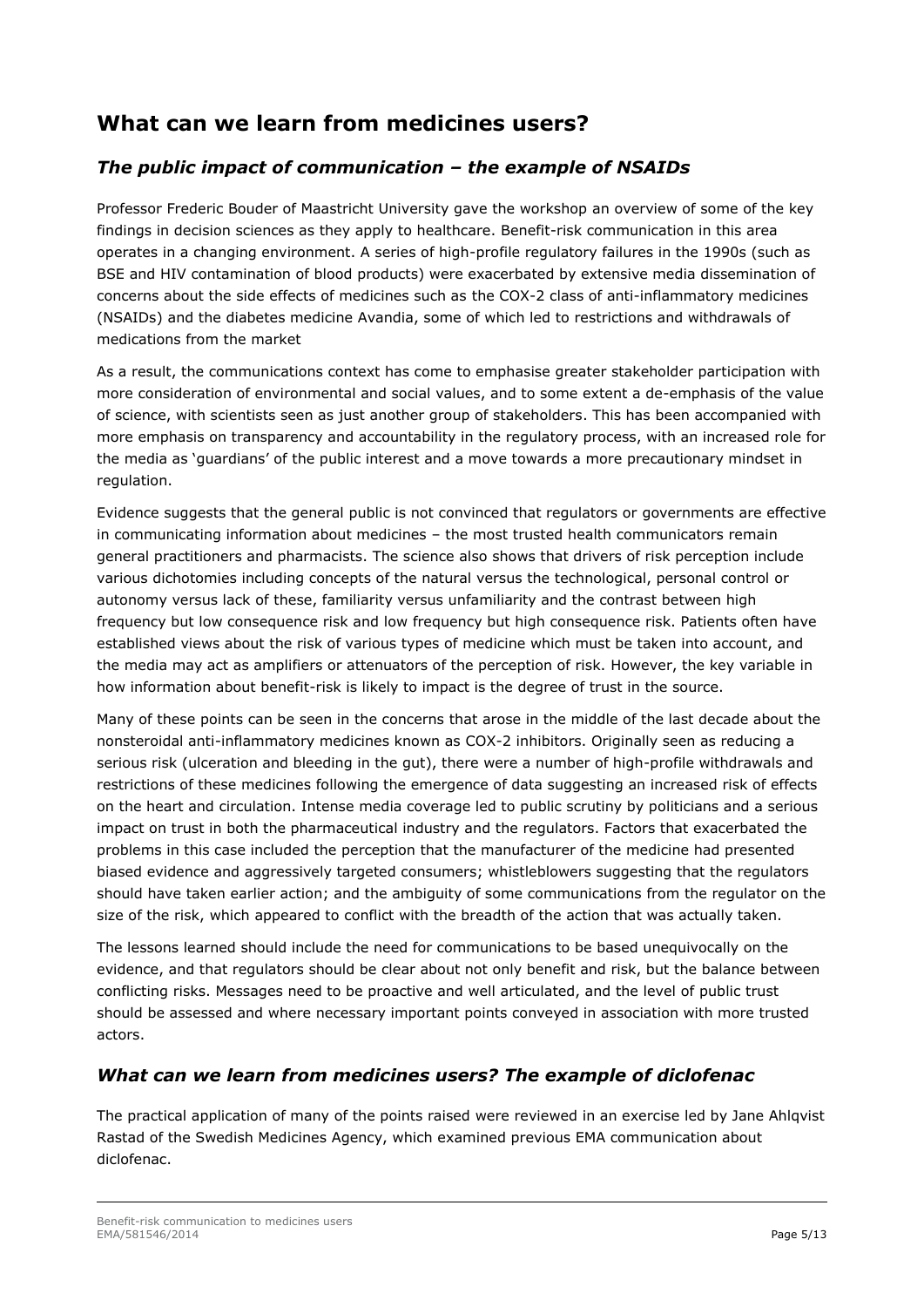## What can we learn from medicines users?

### *The public impact of communication – the example of NSAIDs*

Professor Frederic Bouder of Maastricht University gave the workshop an overview of some of the key findings in decision sciences as they apply to healthcare. Benefit-risk communication in this area operates in a changing environment. A series of high-profile regulatory failures in the 1990s (such as BSE and HIV contamination of blood products) were exacerbated by extensive media dissemination of concerns about the side effects of medicines such as the COX-2 class of anti-inflammatory medicines (NSAIDs) and the diabetes medicine Avandia, some of which led to restrictions and withdrawals of medications from the market

As a result, the communications context has come to emphasise greater stakeholder participation with more consideration of environmental and social values, and to some extent a de-emphasis of the value of science, with scientists seen as just another group of stakeholders. This has been accompanied with more emphasis on transparency and accountability in the regulatory process, with an increased role for the media as 'guardians' of the public interest and a move towards a more precautionary mindset in regulation.

Evidence suggests that the general public is not convinced that regulators or governments are effective in communicating information about medicines – the most trusted health communicators remain general practitioners and pharmacists. The science also shows that drivers of risk perception include various dichotomies including concepts of the natural versus the technological, personal control or autonomy versus lack of these, familiarity versus unfamiliarity and the contrast between high frequency but low consequence risk and low frequency but high consequence risk. Patients often have established views about the risk of various types of medicine which must be taken into account, and the media may act as amplifiers or attenuators of the perception of risk. However, the key variable in how information about benefit-risk is likely to impact is the degree of trust in the source.

Many of these points can be seen in the concerns that arose in the middle of the last decade about the nonsteroidal anti-inflammatory medicines known as COX-2 inhibitors. Originally seen as reducing a serious risk (ulceration and bleeding in the gut), there were a number of high-profile withdrawals and restrictions of these medicines following the emergence of data suggesting an increased risk of effects on the heart and circulation. Intense media coverage led to public scrutiny by politicians and a serious impact on trust in both the pharmaceutical industry and the regulators. Factors that exacerbated the problems in this case included the perception that the manufacturer of the medicine had presented biased evidence and aggressively targeted consumers; whistleblowers suggesting that the regulators should have taken earlier action; and the ambiguity of some communications from the regulator on the size of the risk, which appeared to conflict with the breadth of the action that was actually taken.

The lessons learned should include the need for communications to be based unequivocally on the evidence, and that regulators should be clear about not only benefit and risk, but the balance between conflicting risks. Messages need to be proactive and well articulated, and the level of public trust should be assessed and where necessary important points conveyed in association with more trusted actors.

### *What can we learn from medicines users? The example of diclofenac*

The practical application of many of the points raised were reviewed in an exercise led by Jane Ahlqvist Rastad of the Swedish Medicines Agency, which examined previous EMA communication about diclofenac.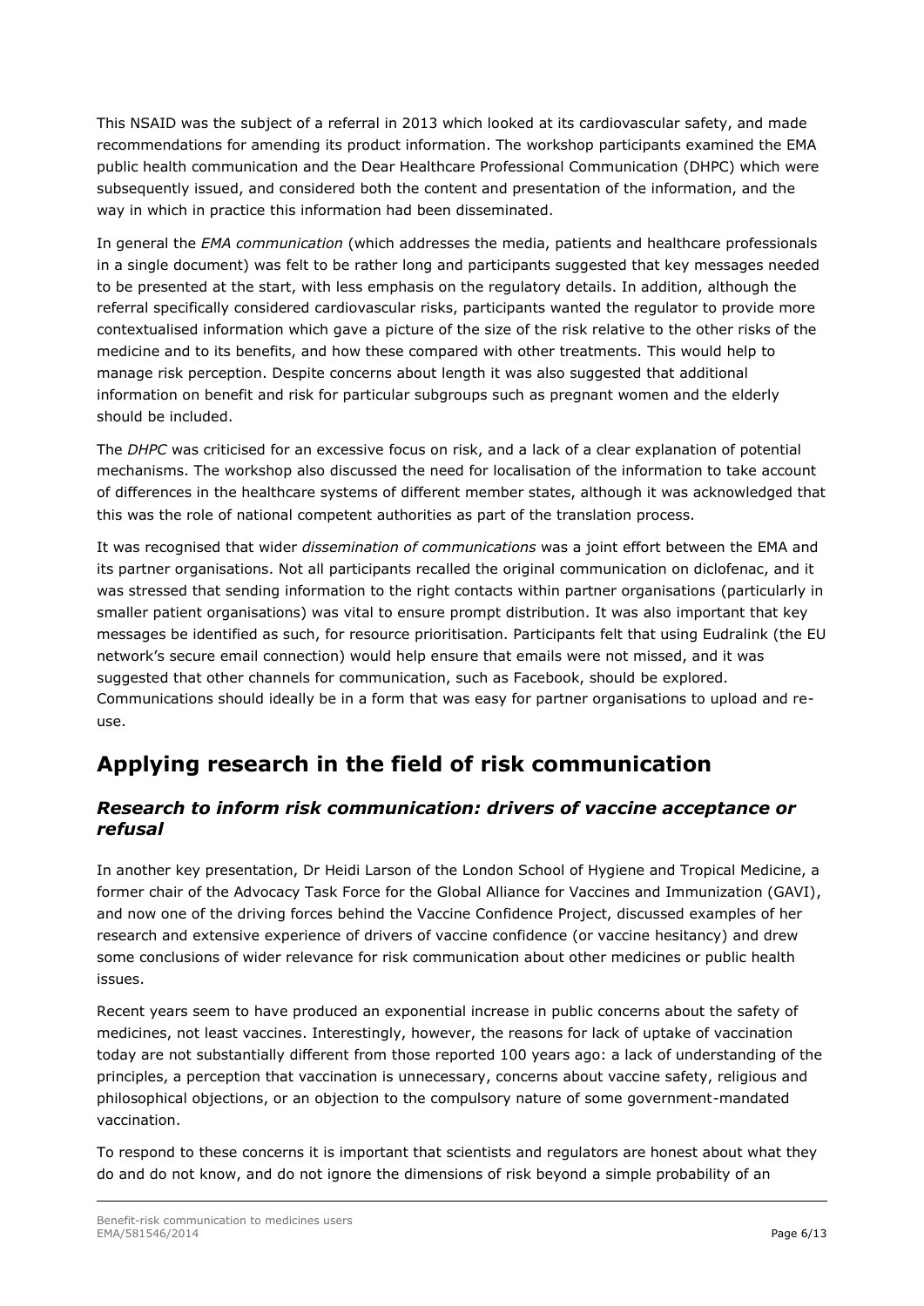This NSAID was the subject of a referral in 2013 which looked at its cardiovascular safety, and made recommendations for amending its product information. The workshop participants examined the EMA public health communication and the Dear Healthcare Professional Communication (DHPC) which were subsequently issued, and considered both the content and presentation of the information, and the way in which in practice this information had been disseminated.

In general the *EMA communication* (which addresses the media, patients and healthcare professionals in a single document) was felt to be rather long and participants suggested that key messages needed to be presented at the start, with less emphasis on the regulatory details. In addition, although the referral specifically considered cardiovascular risks, participants wanted the regulator to provide more contextualised information which gave a picture of the size of the risk relative to the other risks of the medicine and to its benefits, and how these compared with other treatments. This would help to manage risk perception. Despite concerns about length it was also suggested that additional information on benefit and risk for particular subgroups such as pregnant women and the elderly should be included.

The *DHPC* was criticised for an excessive focus on risk, and a lack of a clear explanation of potential mechanisms. The workshop also discussed the need for localisation of the information to take account of differences in the healthcare systems of different member states, although it was acknowledged that this was the role of national competent authorities as part of the translation process.

It was recognised that wider *dissemination of communications* was a joint effort between the EMA and its partner organisations. Not all participants recalled the original communication on diclofenac, and it was stressed that sending information to the right contacts within partner organisations (particularly in smaller patient organisations) was vital to ensure prompt distribution. It was also important that key messages be identified as such, for resource prioritisation. Participants felt that using Eudralink (the EU network's secure email connection) would help ensure that emails were not missed, and it was suggested that other channels for communication, such as Facebook, should be explored. Communications should ideally be in a form that was easy for partner organisations to upload and re-use.

# Applying research in the field of risk communication

## *Research to inform risk communication: drivers of vaccine acceptance or refusal*

In another key presentation, Dr Heidi Larson of the London School of Hygiene and Tropical Medicine, a former chair of the Advocacy Task Force for the Global Alliance for Vaccines and Immunization (GAVI), and now one of the driving forces behind the Vaccine Confidence Project, discussed examples of her research and extensive experience of drivers of vaccine confidence (or vaccine hesitancy) and drew some conclusions of wider relevance for risk communication about other medicines or public health issues.

Recent years seem to have produced an exponential increase in public concerns about the safety of medicines, not least vaccines. Interestingly, however, the reasons for lack of uptake of vaccination today are not substantially different from those reported 100 years ago: a lack of understanding of the principles, a perception that vaccination is unnecessary, concerns about vaccine safety, religious and philosophical objections, or an objection to the compulsory nature of some government-mandated vaccination.

To respond to these concerns it is important that scientists and regulators are honest about what they do and do not know, and do not ignore the dimensions of risk beyond a simple probability of an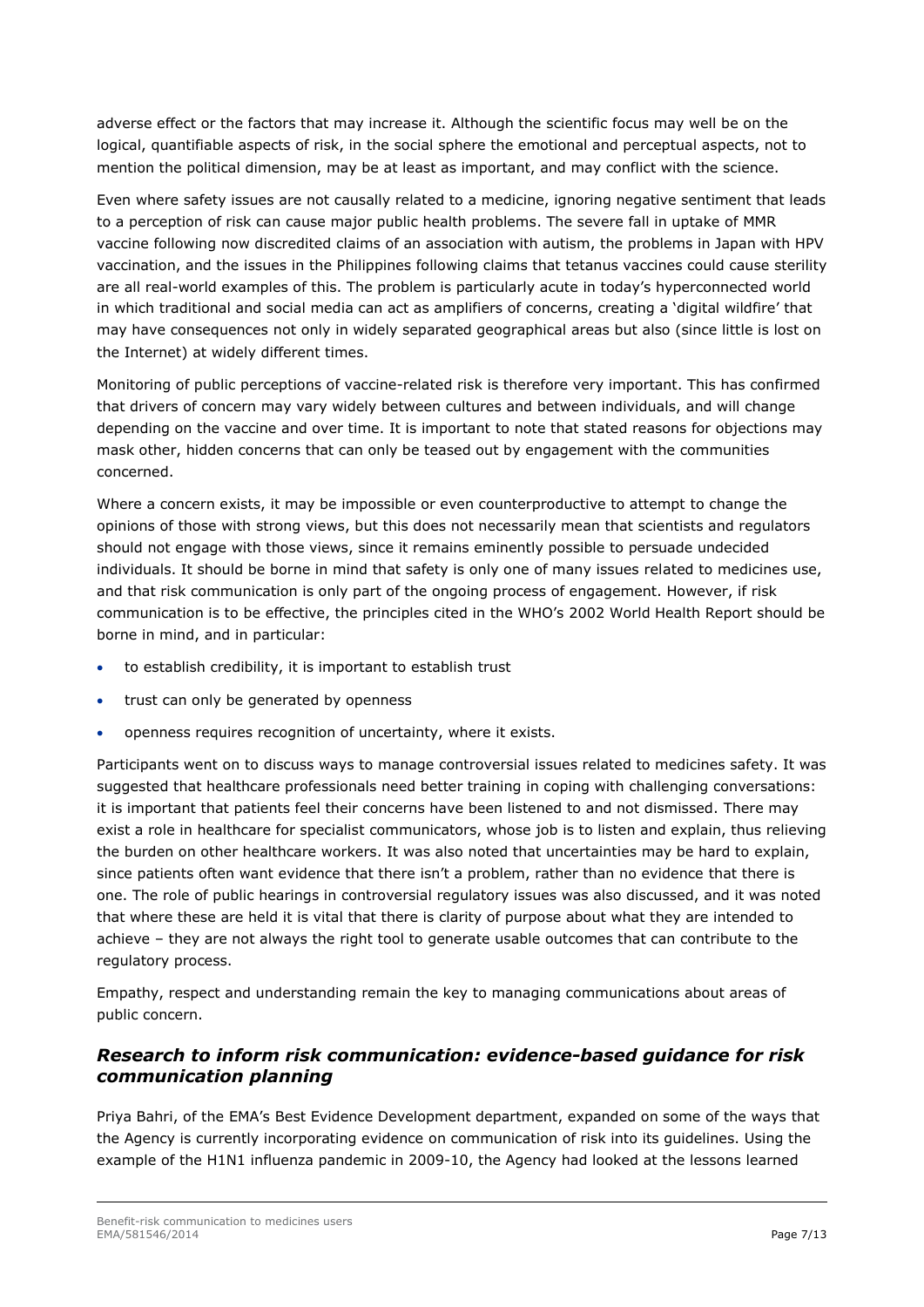adverse effect or the factors that may increase it. Although the scientific focus may well be on the logical, quantifiable aspects of risk, in the social sphere the emotional and perceptual aspects, not to mention the political dimension, may be at least as important, and may conflict with the science.

Even where safety issues are not causally related to a medicine, ignoring negative sentiment that leads to a perception of risk can cause major public health problems. The severe fall in uptake of MMR vaccine following now discredited claims of an association with autism, the problems in Japan with HPV vaccination, and the issues in the Philippines following claims that tetanus vaccines could cause sterility are all real-world examples of this. The problem is particularly acute in today's hyperconnected world in which traditional and social media can act as amplifiers of concerns, creating a 'digital wildfire' that may have consequences not only in widely separated geographical areas but also (since little is lost on the Internet) at widely different times.

Monitoring of public perceptions of vaccine-related risk is therefore very important. This has confirmed that drivers of concern may vary widely between cultures and between individuals, and will change depending on the vaccine and over time. It is important to note that stated reasons for objections may mask other, hidden concerns that can only be teased out by engagement with the communities concerned.

Where a concern exists, it may be impossible or even counterproductive to attempt to change the opinions of those with strong views, but this does not necessarily mean that scientists and regulators should not engage with those views, since it remains eminently possible to persuade undecided individuals. It should be borne in mind that safety is only one of many issues related to medicines use, and that risk communication is only part of the ongoing process of engagement. However, if risk communication is to be effective, the principles cited in the WHO's 2002 World Health Report should be borne in mind, and in particular:

- to establish credibility, it is important to establish trust
- trust can only be generated by openness
- openness requires recognition of uncertainty, where it exists.

Participants went on to discuss ways to manage controversial issues related to medicines safety. It was suggested that healthcare professionals need better training in coping with challenging conversations: it is important that patients feel their concerns have been listened to and not dismissed. There may exist a role in healthcare for specialist communicators, whose job is to listen and explain, thus relieving the burden on other healthcare workers. It was also noted that uncertainties may be hard to explain, since patients often want evidence that there isn't a problem, rather than no evidence that there is one. The role of public hearings in controversial regulatory issues was also discussed, and it was noted that where these are held it is vital that there is clarity of purpose about what they are intended to achieve – they are not always the right tool to generate usable outcomes that can contribute to the regulatory process.

Empathy, respect and understanding remain the key to managing communications about areas of public concern.

## *Research to inform risk communication: evidence-based guidance for risk communication planning*

Priya Bahri, of the EMA's Best Evidence Development department, expanded on some of the ways that the Agency is currently incorporating evidence on communication of risk into its guidelines. Using the example of the H1N1 influenza pandemic in 2009-10, the Agency had looked at the lessons learned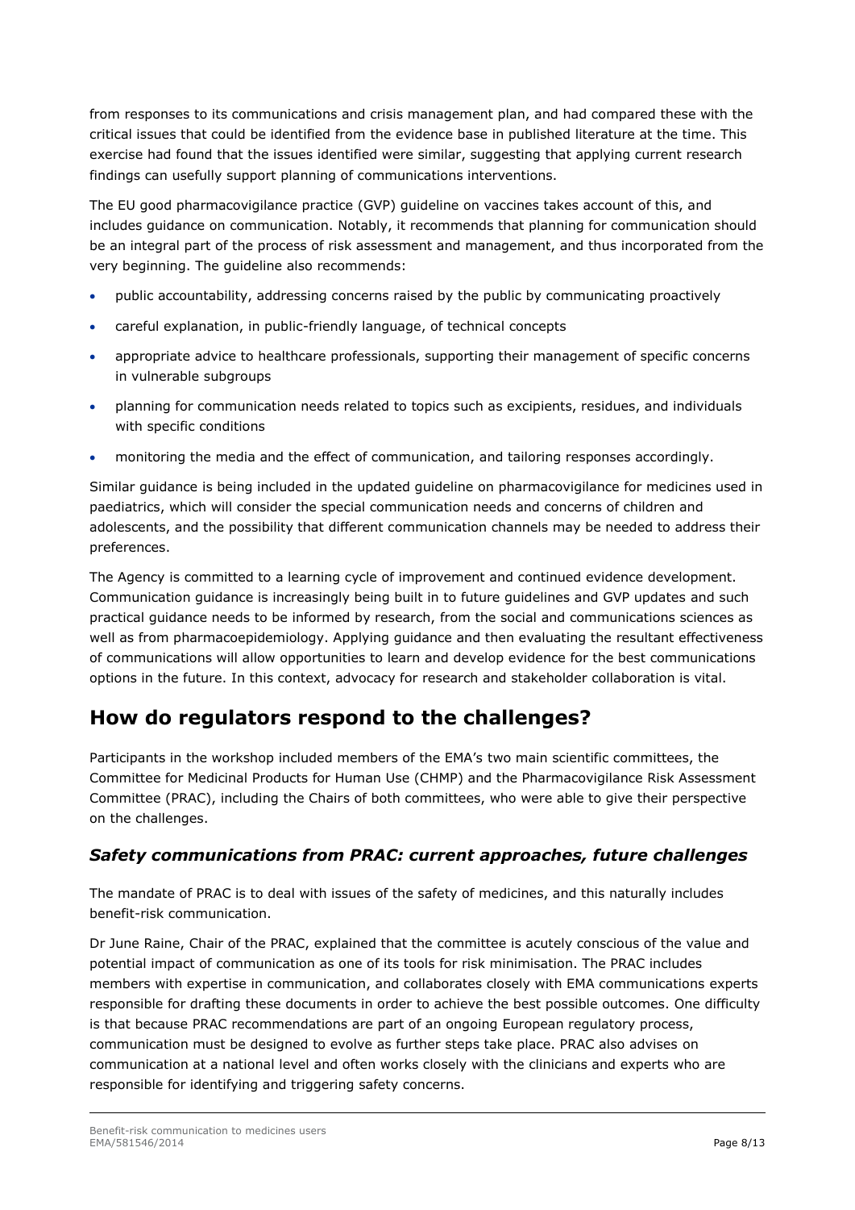from responses to its communications and crisis management plan, and had compared these with the critical issues that could be identified from the evidence base in published literature at the time. This exercise had found that the issues identified were similar, suggesting that applying current research findings can usefully support planning of communications interventions.

The EU good pharmacovigilance practice (GVP) guideline on vaccines takes account of this, and includes guidance on communication. Notably, it recommends that planning for communication should be an integral part of the process of risk assessment and management, and thus incorporated from the very beginning. The guideline also recommends:

- public accountability, addressing concerns raised by the public by communicating proactively
- careful explanation, in public-friendly language, of technical concepts
- appropriate advice to healthcare professionals, supporting their management of specific concerns in vulnerable subgroups
- planning for communication needs related to topics such as excipients, residues, and individuals with specific conditions
- monitoring the media and the effect of communication, and tailoring responses accordingly.

Similar guidance is being included in the updated guideline on pharmacovigilance for medicines used in paediatrics, which will consider the special communication needs and concerns of children and adolescents, and the possibility that different communication channels may be needed to address their preferences.

The Agency is committed to a learning cycle of improvement and continued evidence development. Communication guidance is increasingly being built in to future guidelines and GVP updates and such practical guidance needs to be informed by research, from the social and communications sciences as well as from pharmacoepidemiology. Applying guidance and then evaluating the resultant effectiveness of communications will allow opportunities to learn and develop evidence for the best communications options in the future. In this context, advocacy for research and stakeholder collaboration is vital.

## How do regulators respond to the challenges?

Participants in the workshop included members of the EMA's two main scientific committees, the Committee for Medicinal Products for Human Use (CHMP) and the Pharmacovigilance Risk Assessment Committee (PRAC), including the Chairs of both committees, who were able to give their perspective on the challenges.

### *Safety communications from PRAC: current approaches, future challenges*

The mandate of PRAC is to deal with issues of the safety of medicines, and this naturally includes benefit-risk communication.

Dr June Raine, Chair of the PRAC, explained that the committee is acutely conscious of the value and potential impact of communication as one of its tools for risk minimisation. The PRAC includes members with expertise in communication, and collaborates closely with EMA communications experts responsible for drafting these documents in order to achieve the best possible outcomes. One difficulty is that because PRAC recommendations are part of an ongoing European regulatory process, communication must be designed to evolve as further steps take place. PRAC also advises on communication at a national level and often works closely with the clinicians and experts who are responsible for identifying and triggering safety concerns.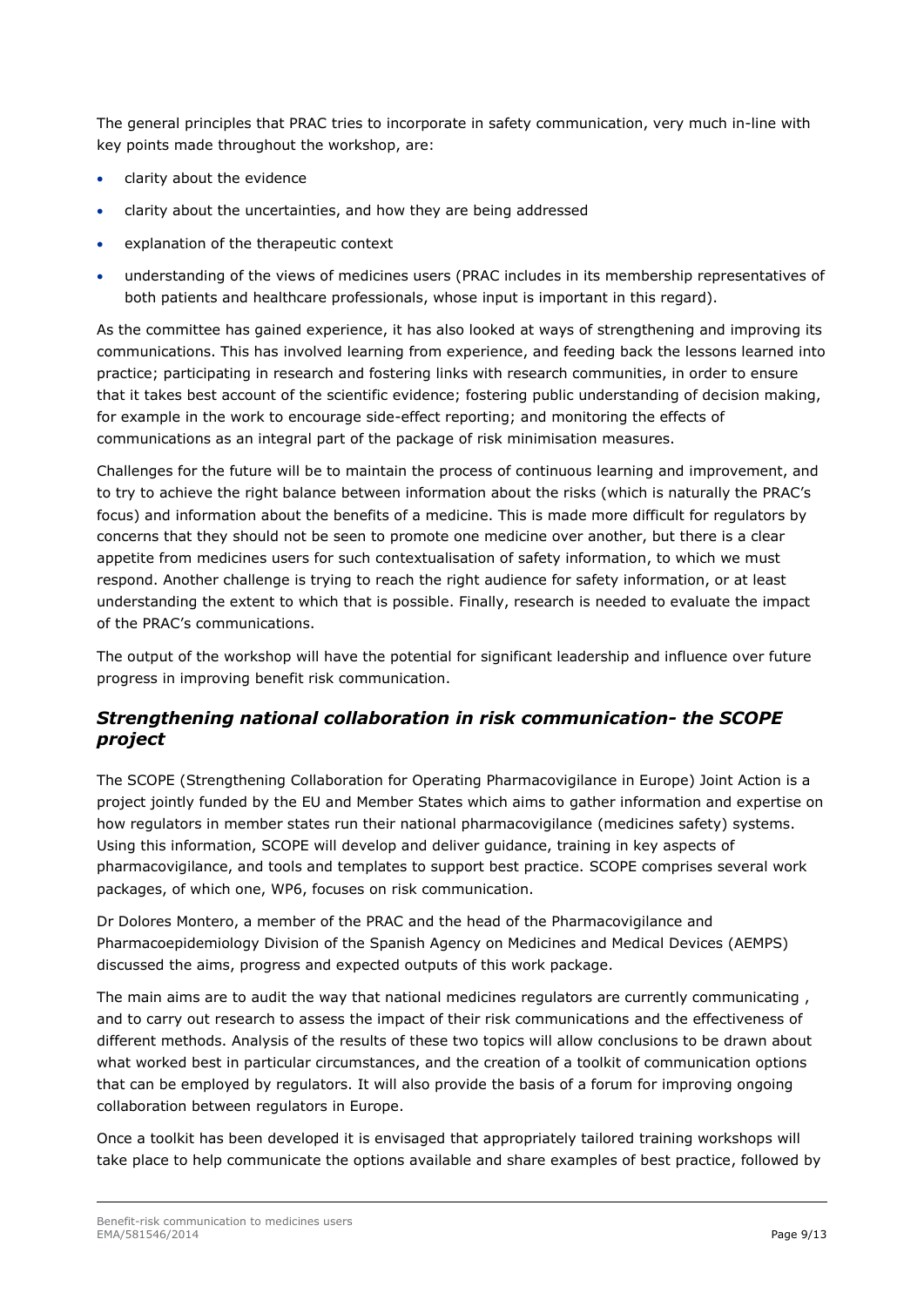The general principles that PRAC tries to incorporate in safety communication, very much in-line with key points made throughout the workshop, are:

- clarity about the evidence
- clarity about the uncertainties, and how they are being addressed
- explanation of the therapeutic context
- understanding of the views of medicines users (PRAC includes in its membership representatives of both patients and healthcare professionals, whose input is important in this regard).

As the committee has gained experience, it has also looked at ways of strengthening and improving its communications. This has involved learning from experience, and feeding back the lessons learned into practice; participating in research and fostering links with research communities, in order to ensure that it takes best account of the scientific evidence; fostering public understanding of decision making, for example in the work to encourage side-effect reporting; and monitoring the effects of communications as an integral part of the package of risk minimisation measures.

Challenges for the future will be to maintain the process of continuous learning and improvement, and to try to achieve the right balance between information about the risks (which is naturally the PRAC's focus) and information about the benefits of a medicine. This is made more difficult for regulators by concerns that they should not be seen to promote one medicine over another, but there is a clear appetite from medicines users for such contextualisation of safety information, to which we must respond. Another challenge is trying to reach the right audience for safety information, or at least understanding the extent to which that is possible. Finally, research is needed to evaluate the impact of the PRAC's communications.

The output of the workshop will have the potential for significant leadership and influence over future progress in improving benefit risk communication.

## *Strengthening national collaboration in risk communication- the SCOPE project*

The SCOPE (Strengthening Collaboration for Operating Pharmacovigilance in Europe) Joint Action is a project jointly funded by the EU and Member States which aims to gather information and expertise on how regulators in member states run their national pharmacovigilance (medicines safety) systems. Using this information, SCOPE will develop and deliver guidance, training in key aspects of pharmacovigilance, and tools and templates to support best practice. SCOPE comprises several work packages, of which one, WP6, focuses on risk communication.

Dr Dolores Montero, a member of the PRAC and the head of the Pharmacovigilance and Pharmacoepidemiology Division of the Spanish Agency on Medicines and Medical Devices (AEMPS) discussed the aims, progress and expected outputs of this work package.

The main aims are to audit the way that national medicines regulators are currently communicating , and to carry out research to assess the impact of their risk communications and the effectiveness of different methods. Analysis of the results of these two topics will allow conclusions to be drawn about what worked best in particular circumstances, and the creation of a toolkit of communication options that can be employed by regulators. It will also provide the basis of a forum for improving ongoing collaboration between regulators in Europe.

Once a toolkit has been developed it is envisaged that appropriately tailored training workshops will take place to help communicate the options available and share examples of best practice, followed by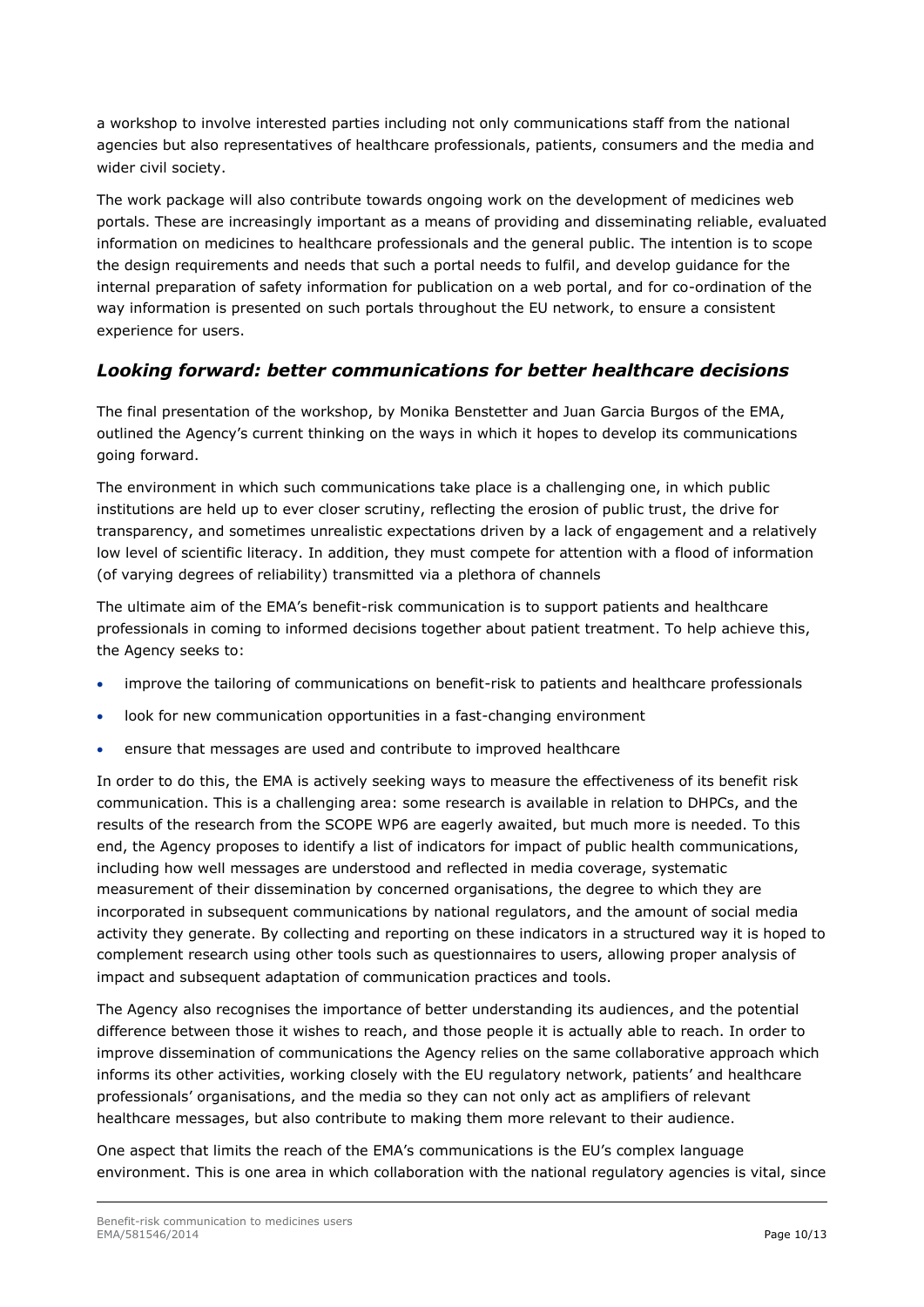a workshop to involve interested parties including not only communications staff from the national agencies but also representatives of healthcare professionals, patients, consumers and the media and wider civil society.

The work package will also contribute towards ongoing work on the development of medicines web portals. These are increasingly important as a means of providing and disseminating reliable, evaluated information on medicines to healthcare professionals and the general public. The intention is to scope the design requirements and needs that such a portal needs to fulfil, and develop guidance for the internal preparation of safety information for publication on a web portal, and for co-ordination of the way information is presented on such portals throughout the EU network, to ensure a consistent experience for users.

## *Looking forward: better communications for better healthcare decisions*

The final presentation of the workshop, by Monika Benstetter and Juan Garcia Burgos of the EMA, outlined the Agency's current thinking on the ways in which it hopes to develop its communications going forward.

The environment in which such communications take place is a challenging one, in which public institutions are held up to ever closer scrutiny, reflecting the erosion of public trust, the drive for transparency, and sometimes unrealistic expectations driven by a lack of engagement and a relatively low level of scientific literacy. In addition, they must compete for attention with a flood of information (of varying degrees of reliability) transmitted via a plethora of channels

The ultimate aim of the EMA's benefit-risk communication is to support patients and healthcare professionals in coming to informed decisions together about patient treatment. To help achieve this, the Agency seeks to:

- improve the tailoring of communications on benefit-risk to patients and healthcare professionals
- look for new communication opportunities in a fast-changing environment
- ensure that messages are used and contribute to improved healthcare

In order to do this, the EMA is actively seeking ways to measure the effectiveness of its benefit risk communication. This is a challenging area: some research is available in relation to DHPCs, and the results of the research from the SCOPE WP6 are eagerly awaited, but much more is needed. To this end, the Agency proposes to identify a list of indicators for impact of public health communications, including how well messages are understood and reflected in media coverage, systematic measurement of their dissemination by concerned organisations, the degree to which they are incorporated in subsequent communications by national regulators, and the amount of social media activity they generate. By collecting and reporting on these indicators in a structured way it is hoped to complement research using other tools such as questionnaires to users, allowing proper analysis of impact and subsequent adaptation of communication practices and tools.

The Agency also recognises the importance of better understanding its audiences, and the potential difference between those it wishes to reach, and those people it is actually able to reach. In order to improve dissemination of communications the Agency relies on the same collaborative approach which informs its other activities, working closely with the EU regulatory network, patients' and healthcare professionals' organisations, and the media so they can not only act as amplifiers of relevant healthcare messages, but also contribute to making them more relevant to their audience.

One aspect that limits the reach of the EMA's communications is the EU's complex language environment. This is one area in which collaboration with the national regulatory agencies is vital, since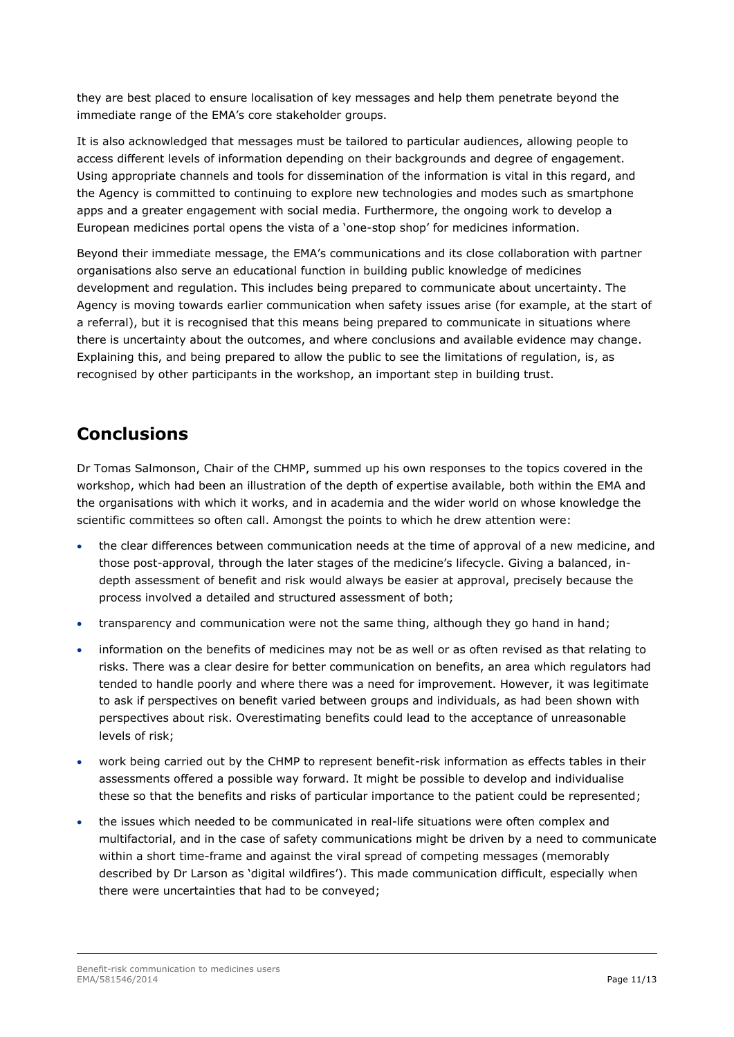they are best placed to ensure localisation of key messages and help them penetrate beyond the immediate range of the EMA's core stakeholder groups.

It is also acknowledged that messages must be tailored to particular audiences, allowing people to access different levels of information depending on their backgrounds and degree of engagement. Using appropriate channels and tools for dissemination of the information is vital in this regard, and the Agency is committed to continuing to explore new technologies and modes such as smartphone apps and a greater engagement with social media. Furthermore, the ongoing work to develop a European medicines portal opens the vista of a 'one-stop shop' for medicines information.

Beyond their immediate message, the EMA's communications and its close collaboration with partner organisations also serve an educational function in building public knowledge of medicines development and regulation. This includes being prepared to communicate about uncertainty. The Agency is moving towards earlier communication when safety issues arise (for example, at the start of a referral), but it is recognised that this means being prepared to communicate in situations where there is uncertainty about the outcomes, and where conclusions and available evidence may change. Explaining this, and being prepared to allow the public to see the limitations of regulation, is, as recognised by other participants in the workshop, an important step in building trust.

## Conclusions

Dr Tomas Salmonson, Chair of the CHMP, summed up his own responses to the topics covered in the workshop, which had been an illustration of the depth of expertise available, both within the EMA and the organisations with which it works, and in academia and the wider world on whose knowledge the scientific committees so often call. Amongst the points to which he drew attention were:

- the clear differences between communication needs at the time of approval of a new medicine, and those post-approval, through the later stages of the medicine's lifecycle. Giving a balanced, in-depth assessment of benefit and risk would always be easier at approval, precisely because the process involved a detailed and structured assessment of both;
- transparency and communication were not the same thing, although they go hand in hand;
- information on the benefits of medicines may not be as well or as often revised as that relating to risks. There was a clear desire for better communication on benefits, an area which regulators had tended to handle poorly and where there was a need for improvement. However, it was legitimate to ask if perspectives on benefit varied between groups and individuals, as had been shown with perspectives about risk. Overestimating benefits could lead to the acceptance of unreasonable levels of risk;
- work being carried out by the CHMP to represent benefit-risk information as effects tables in their assessments offered a possible way forward. It might be possible to develop and individualise these so that the benefits and risks of particular importance to the patient could be represented;
- the issues which needed to be communicated in real-life situations were often complex and multifactorial, and in the case of safety communications might be driven by a need to communicate within a short time-frame and against the viral spread of competing messages (memorably described by Dr Larson as 'digital wildfires'). This made communication difficult, especially when there were uncertainties that had to be conveyed;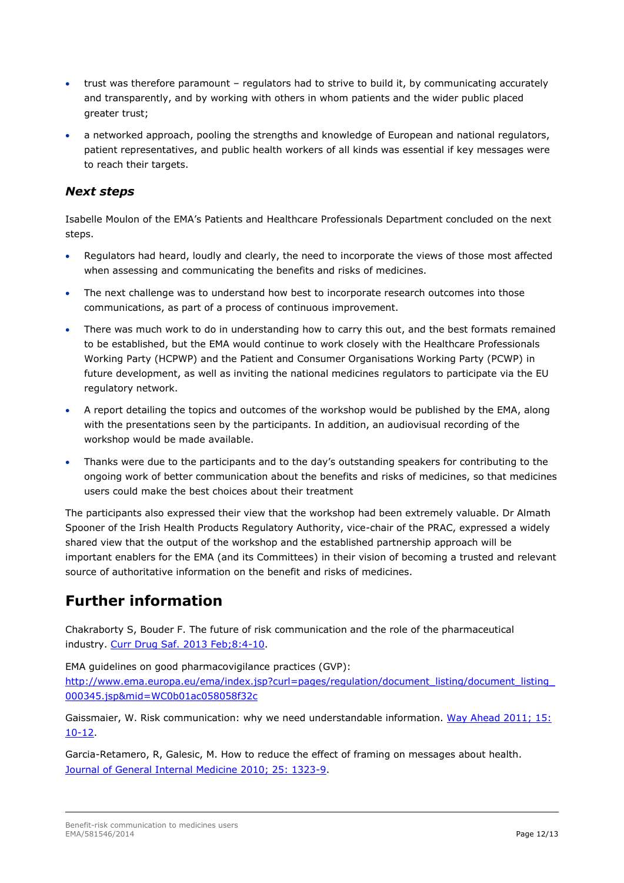- trust was therefore paramount – regulators had to strive to build it, by communicating accurately and transparently, and by working with others in whom patients and the wider public placed greater trust;
- a networked approach, pooling the strengths and knowledge of European and national regulators, patient representatives, and public health workers of all kinds was essential if key messages were to reach their targets.

### *Next steps*

Isabelle Moulon of the EMA's Patients and Healthcare Professionals Department concluded on the next steps.

- Regulators had heard, loudly and clearly, the need to incorporate the views of those most affected when assessing and communicating the benefits and risks of medicines.
- The next challenge was to understand how best to incorporate research outcomes into those communications, as part of a process of continuous improvement.
- There was much work to do in understanding how to carry this out, and the best formats remained to be established, but the EMA would continue to work closely with the Healthcare Professionals Working Party (HCPWP) and the Patient and Consumer Organisations Working Party (PCWP) in future development, as well as inviting the national medicines regulators to participate via the EU regulatory network.
- A report detailing the topics and outcomes of the workshop would be published by the EMA, along with the presentations seen by the participants. In addition, an audiovisual recording of the workshop would be made available.
- Thanks were due to the participants and to the day's outstanding speakers for contributing to the ongoing work of better communication about the benefits and risks of medicines, so that medicines users could make the best choices about their treatment

The participants also expressed their view that the workshop had been extremely valuable. Dr Almath Spooner of the Irish Health Products Regulatory Authority, vice-chair of the PRAC, expressed a widely shared view that the output of the workshop and the established partnership approach will be important enablers for the EMA (and its Committees) in their vision of becoming a trusted and relevant source of authoritative information on the benefit and risks of medicines.

## Further information

Chakraborty S, Bouder F. The future of risk communication and the role of the pharmaceutical industry. [Curr Drug Saf. 2013 Feb;8:4-10](#).

EMA guidelines on good pharmacovigilance practices (GVP): [http://www.ema.europa.eu/ema/index.jsp?curl=pages/regulation/document_listing/document_listing_000345.jsp&mid=WC0b01ac058058f32c](http://www.ema.europa.eu/ema/index.jsp?curl=pages/regulation/document_listing/document_listing_000345.jsp&mid=WC0b01ac058058f32c)

Gaissmaier, W. Risk communication: why we need understandable information. [Way Ahead 2011; 15: 10-12](#).

Garcia-Retamero, R, Galesic, M. How to reduce the effect of framing on messages about health. [Journal of General Internal Medicine 2010; 25: 1323-9](#).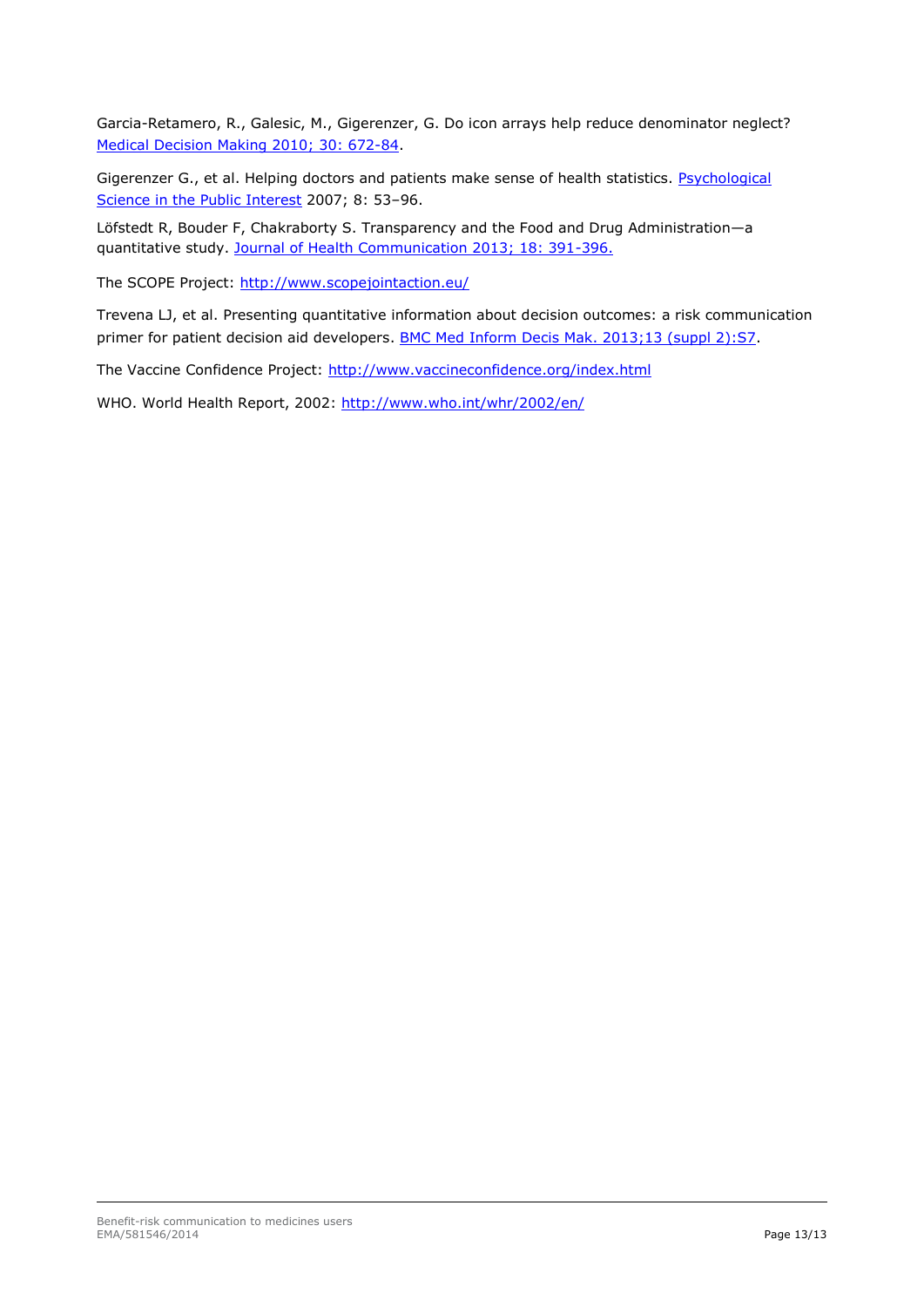Garcia-Retamero, R., Galesic, M., Gigerenzer, G. Do icon arrays help reduce denominator neglect? Medical Decision Making 2010; 30: 672-84.

Gigerenzer G., et al. Helping doctors and patients make sense of health statistics. Psychological Science in the Public Interest 2007; 8: 53–96.

Löfstedt R, Bouder F, Chakraborty S. Transparency and the Food and Drug Administration—a quantitative study. Journal of Health Communication 2013; 18: 391-396.

The SCOPE Project: http://www.scopejointaction.eu/

Trevena LJ, et al. Presenting quantitative information about decision outcomes: a risk communication primer for patient decision aid developers. BMC Med Inform Decis Mak. 2013;13 (suppl 2):S7.

The Vaccine Confidence Project: http://www.vaccineconfidence.org/index.html

WHO. World Health Report, 2002: http://www.who.int/whr/2002/en/